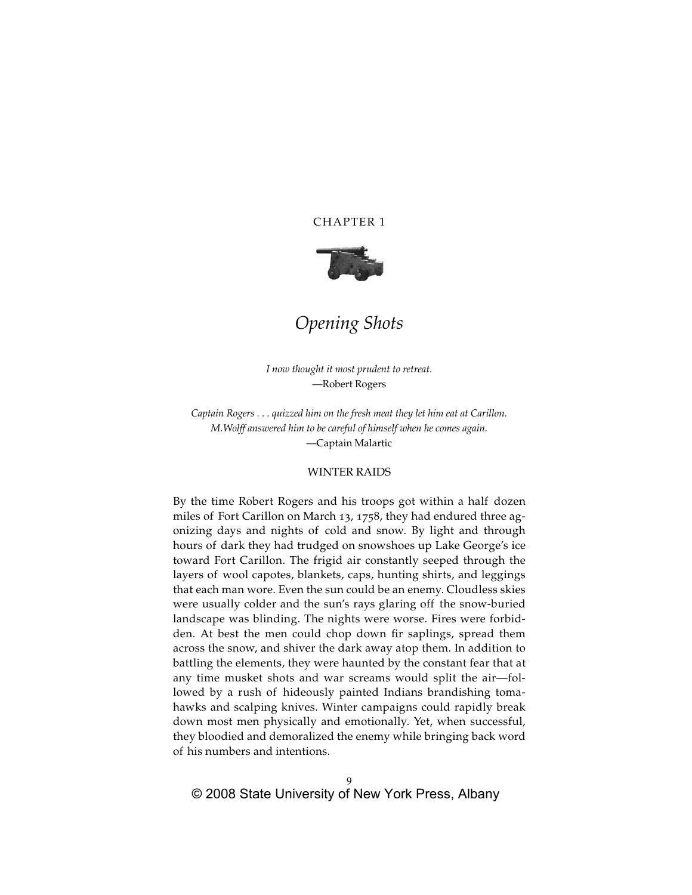# CHAPTER 1

## *Opening Shots*

*I now thought it most prudent to retreat.*
—Robert Rogers

*Captain Rogers . . . quizzed him on the fresh meat they let him eat at Carillon. M.Wolff answered him to be careful of himself when he comes again.*
—Captain Malartic

### WINTER RAIDS

By the time Robert Rogers and his troops got within a half dozen miles of Fort Carillon on March 13, 1758, they had endured three agonizing days and nights of cold and snow. By light and through hours of dark they had trudged on snowshoes up Lake George's ice toward Fort Carillon. The frigid air constantly seeped through the layers of wool capotes, blankets, caps, hunting shirts, and leggings that each man wore. Even the sun could be an enemy. Cloudless skies were usually colder and the sun's rays glaring off the snow-buried landscape was blinding. The nights were worse. Fires were forbidden. At best the men could chop down fir saplings, spread them across the snow, and shiver the dark away atop them. In addition to battling the elements, they were haunted by the constant fear that at any time musket shots and war screams would split the air—followed by a rush of hideously painted Indians brandishing tomahawks and scalping knives. Winter campaigns could rapidly break down most men physically and emotionally. Yet, when successful, they bloodied and demoralized the enemy while bringing back word of his numbers and intentions.

© 2008 State University of New York Press, Albany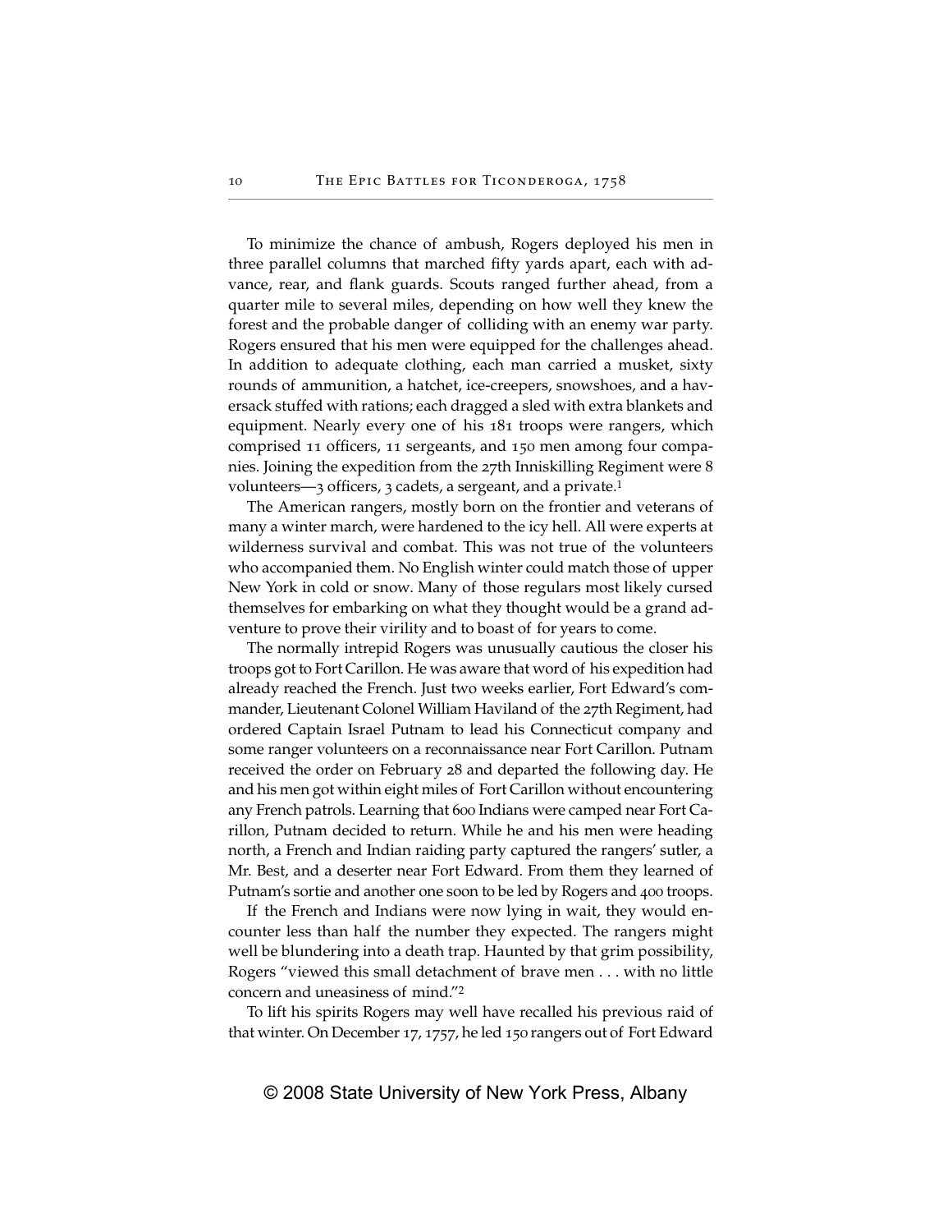To minimize the chance of ambush, Rogers deployed his men in three parallel columns that marched fifty yards apart, each with advance, rear, and flank guards. Scouts ranged further ahead, from a quarter mile to several miles, depending on how well they knew the forest and the probable danger of colliding with an enemy war party. Rogers ensured that his men were equipped for the challenges ahead. In addition to adequate clothing, each man carried a musket, sixty rounds of ammunition, a hatchet, ice-creepers, snowshoes, and a haversack stuffed with rations; each dragged a sled with extra blankets and equipment. Nearly every one of his 181 troops were rangers, which comprised 11 officers, 11 sergeants, and 150 men among four companies. Joining the expedition from the 27th Inniskilling Regiment were 8 volunteers—3 officers, 3 cadets, a sergeant, and a private.[1]

The American rangers, mostly born on the frontier and veterans of many a winter march, were hardened to the icy hell. All were experts at wilderness survival and combat. This was not true of the volunteers who accompanied them. No English winter could match those of upper New York in cold or snow. Many of those regulars most likely cursed themselves for embarking on what they thought would be a grand adventure to prove their virility and to boast of for years to come.

The normally intrepid Rogers was unusually cautious the closer his troops got to Fort Carillon. He was aware that word of his expedition had already reached the French. Just two weeks earlier, Fort Edward's commander, Lieutenant Colonel William Haviland of the 27th Regiment, had ordered Captain Israel Putnam to lead his Connecticut company and some ranger volunteers on a reconnaissance near Fort Carillon. Putnam received the order on February 28 and departed the following day. He and his men got within eight miles of Fort Carillon without encountering any French patrols. Learning that 600 Indians were camped near Fort Carillon, Putnam decided to return. While he and his men were heading north, a French and Indian raiding party captured the rangers' sutler, a Mr. Best, and a deserter near Fort Edward. From them they learned of Putnam's sortie and another one soon to be led by Rogers and 400 troops.

If the French and Indians were now lying in wait, they would encounter less than half the number they expected. The rangers might well be blundering into a death trap. Haunted by that grim possibility, Rogers "viewed this small detachment of brave men . . . with no little concern and uneasiness of mind."[2]

To lift his spirits Rogers may well have recalled his previous raid of that winter. On December 17, 1757, he led 150 rangers out of Fort Edward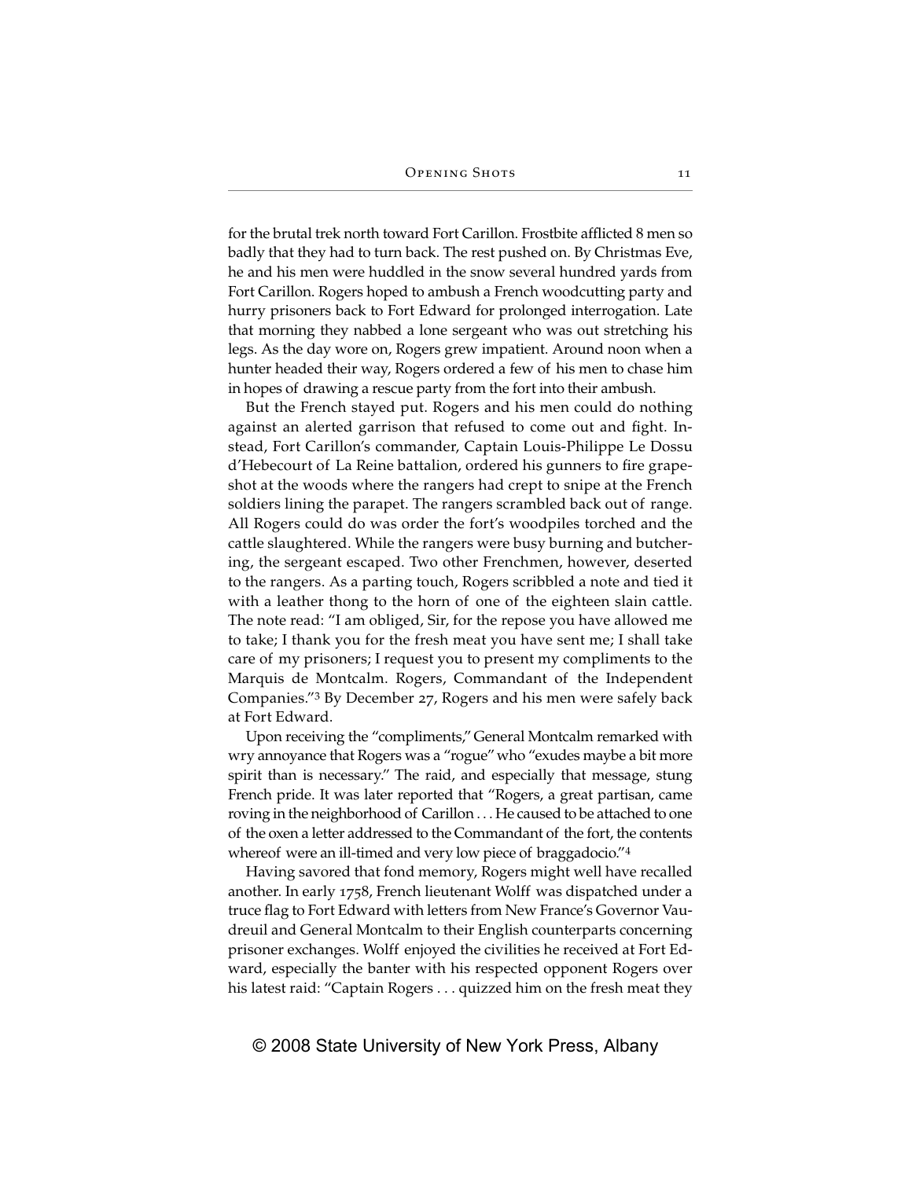for the brutal trek north toward Fort Carillon. Frostbite afflicted 8 men so badly that they had to turn back. The rest pushed on. By Christmas Eve, he and his men were huddled in the snow several hundred yards from Fort Carillon. Rogers hoped to ambush a French woodcutting party and hurry prisoners back to Fort Edward for prolonged interrogation. Late that morning they nabbed a lone sergeant who was out stretching his legs. As the day wore on, Rogers grew impatient. Around noon when a hunter headed their way, Rogers ordered a few of his men to chase him in hopes of drawing a rescue party from the fort into their ambush.

But the French stayed put. Rogers and his men could do nothing against an alerted garrison that refused to come out and fight. Instead, Fort Carillon's commander, Captain Louis-Philippe Le Dossu d'Hebecourt of La Reine battalion, ordered his gunners to fire grapeshot at the woods where the rangers had crept to snipe at the French soldiers lining the parapet. The rangers scrambled back out of range. All Rogers could do was order the fort's woodpiles torched and the cattle slaughtered. While the rangers were busy burning and butchering, the sergeant escaped. Two other Frenchmen, however, deserted to the rangers. As a parting touch, Rogers scribbled a note and tied it with a leather thong to the horn of one of the eighteen slain cattle. The note read: "I am obliged, Sir, for the repose you have allowed me to take; I thank you for the fresh meat you have sent me; I shall take care of my prisoners; I request you to present my compliments to the Marquis de Montcalm. Rogers, Commandant of the Independent Companies."[3] By December 27, Rogers and his men were safely back at Fort Edward.

Upon receiving the "compliments," General Montcalm remarked with wry annoyance that Rogers was a "rogue" who "exudes maybe a bit more spirit than is necessary." The raid, and especially that message, stung French pride. It was later reported that "Rogers, a great partisan, came roving in the neighborhood of Carillon . . . He caused to be attached to one of the oxen a letter addressed to the Commandant of the fort, the contents whereof were an ill-timed and very low piece of braggadocio."[4]

Having savored that fond memory, Rogers might well have recalled another. In early 1758, French lieutenant Wolff was dispatched under a truce flag to Fort Edward with letters from New France's Governor Vaudreuil and General Montcalm to their English counterparts concerning prisoner exchanges. Wolff enjoyed the civilities he received at Fort Edward, especially the banter with his respected opponent Rogers over his latest raid: "Captain Rogers . . . quizzed him on the fresh meat they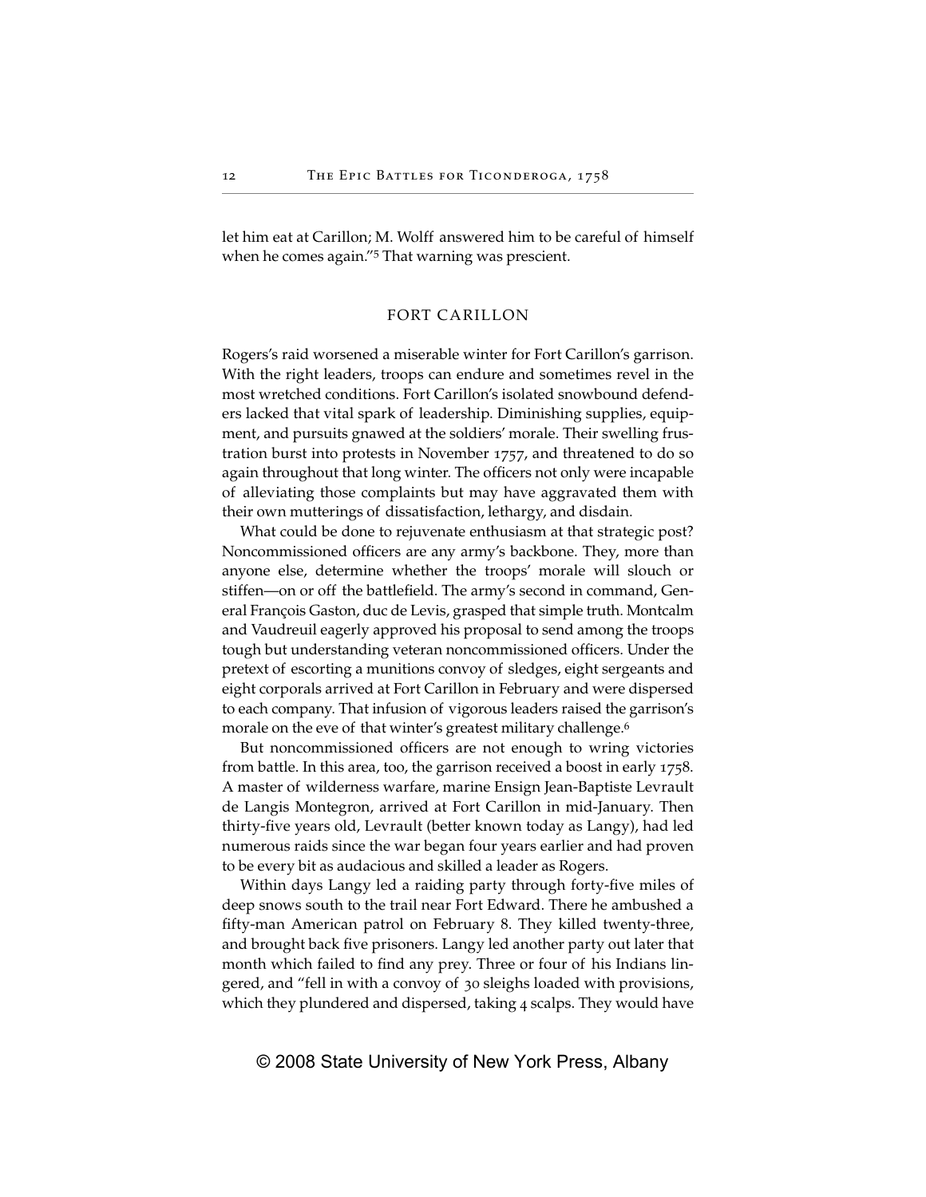let him eat at Carillon; M. Wolff answered him to be careful of himself when he comes again."[5] That warning was prescient.

## FORT CARILLON

Rogers's raid worsened a miserable winter for Fort Carillon's garrison. With the right leaders, troops can endure and sometimes revel in the most wretched conditions. Fort Carillon's isolated snowbound defenders lacked that vital spark of leadership. Diminishing supplies, equipment, and pursuits gnawed at the soldiers' morale. Their swelling frustration burst into protests in November 1757, and threatened to do so again throughout that long winter. The officers not only were incapable of alleviating those complaints but may have aggravated them with their own mutterings of dissatisfaction, lethargy, and disdain.

What could be done to rejuvenate enthusiasm at that strategic post? Noncommissioned officers are any army's backbone. They, more than anyone else, determine whether the troops' morale will slouch or stiffen—on or off the battlefield. The army's second in command, General François Gaston, duc de Levis, grasped that simple truth. Montcalm and Vaudreuil eagerly approved his proposal to send among the troops tough but understanding veteran noncommissioned officers. Under the pretext of escorting a munitions convoy of sledges, eight sergeants and eight corporals arrived at Fort Carillon in February and were dispersed to each company. That infusion of vigorous leaders raised the garrison's morale on the eve of that winter's greatest military challenge.[6]

But noncommissioned officers are not enough to wring victories from battle. In this area, too, the garrison received a boost in early 1758. A master of wilderness warfare, marine Ensign Jean-Baptiste Levrault de Langis Montegron, arrived at Fort Carillon in mid-January. Then thirty-five years old, Levrault (better known today as Langy), had led numerous raids since the war began four years earlier and had proven to be every bit as audacious and skilled a leader as Rogers.

Within days Langy led a raiding party through forty-five miles of deep snows south to the trail near Fort Edward. There he ambushed a fifty-man American patrol on February 8. They killed twenty-three, and brought back five prisoners. Langy led another party out later that month which failed to find any prey. Three or four of his Indians lingered, and "fell in with a convoy of 30 sleighs loaded with provisions, which they plundered and dispersed, taking 4 scalps. They would have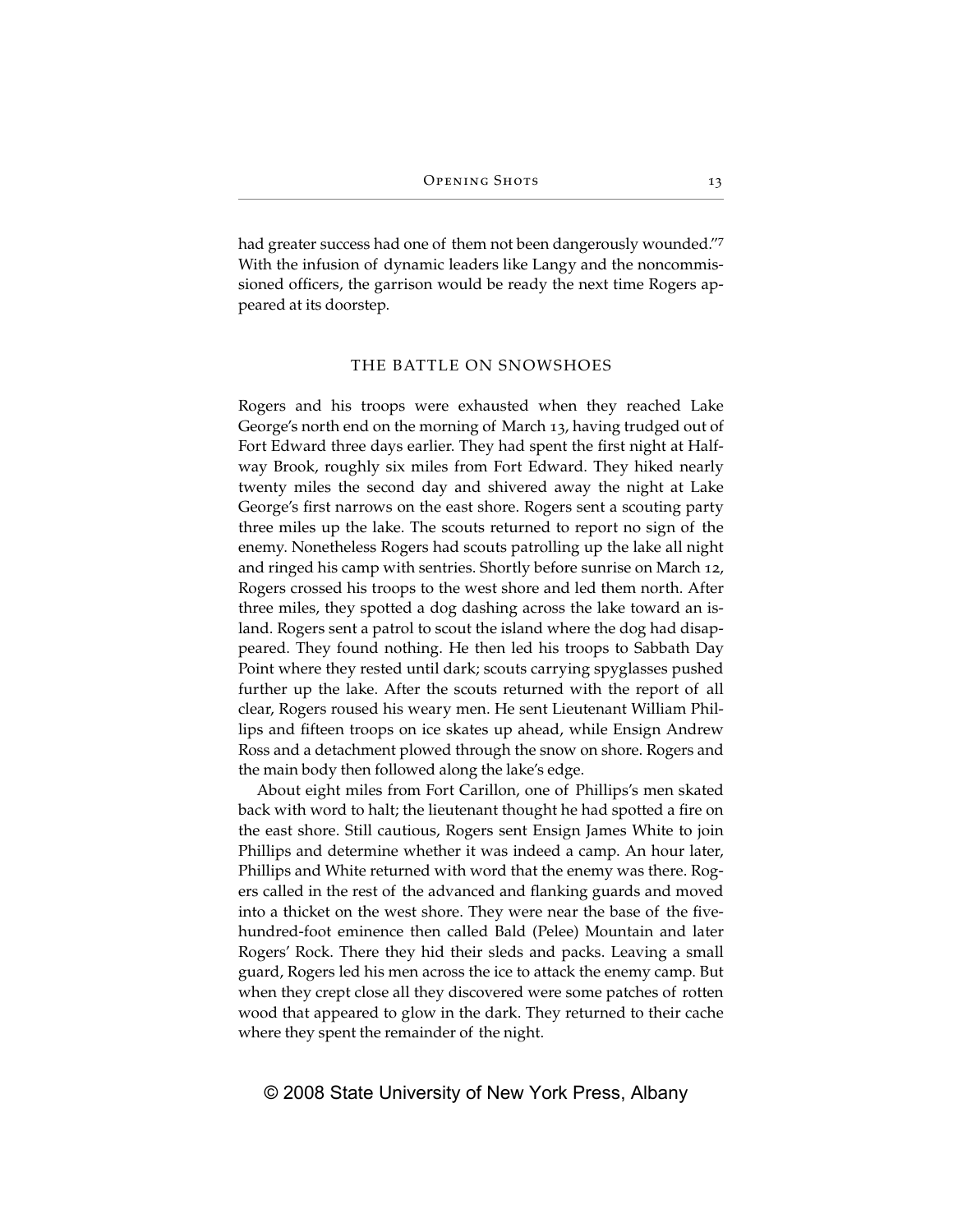had greater success had one of them not been dangerously wounded."[7] With the infusion of dynamic leaders like Langy and the noncommissioned officers, the garrison would be ready the next time Rogers appeared at its doorstep.

## THE BATTLE ON SNOWSHOES

Rogers and his troops were exhausted when they reached Lake George's north end on the morning of March 13, having trudged out of Fort Edward three days earlier. They had spent the first night at Halfway Brook, roughly six miles from Fort Edward. They hiked nearly twenty miles the second day and shivered away the night at Lake George's first narrows on the east shore. Rogers sent a scouting party three miles up the lake. The scouts returned to report no sign of the enemy. Nonetheless Rogers had scouts patrolling up the lake all night and ringed his camp with sentries. Shortly before sunrise on March 12, Rogers crossed his troops to the west shore and led them north. After three miles, they spotted a dog dashing across the lake toward an island. Rogers sent a patrol to scout the island where the dog had disappeared. They found nothing. He then led his troops to Sabbath Day Point where they rested until dark; scouts carrying spyglasses pushed further up the lake. After the scouts returned with the report of all clear, Rogers roused his weary men. He sent Lieutenant William Phillips and fifteen troops on ice skates up ahead, while Ensign Andrew Ross and a detachment plowed through the snow on shore. Rogers and the main body then followed along the lake's edge.

About eight miles from Fort Carillon, one of Phillips's men skated back with word to halt; the lieutenant thought he had spotted a fire on the east shore. Still cautious, Rogers sent Ensign James White to join Phillips and determine whether it was indeed a camp. An hour later, Phillips and White returned with word that the enemy was there. Rogers called in the rest of the advanced and flanking guards and moved into a thicket on the west shore. They were near the base of the five-hundred-foot eminence then called Bald (Pelee) Mountain and later Rogers' Rock. There they hid their sleds and packs. Leaving a small guard, Rogers led his men across the ice to attack the enemy camp. But when they crept close all they discovered were some patches of rotten wood that appeared to glow in the dark. They returned to their cache where they spent the remainder of the night.

© 2008 State University of New York Press, Albany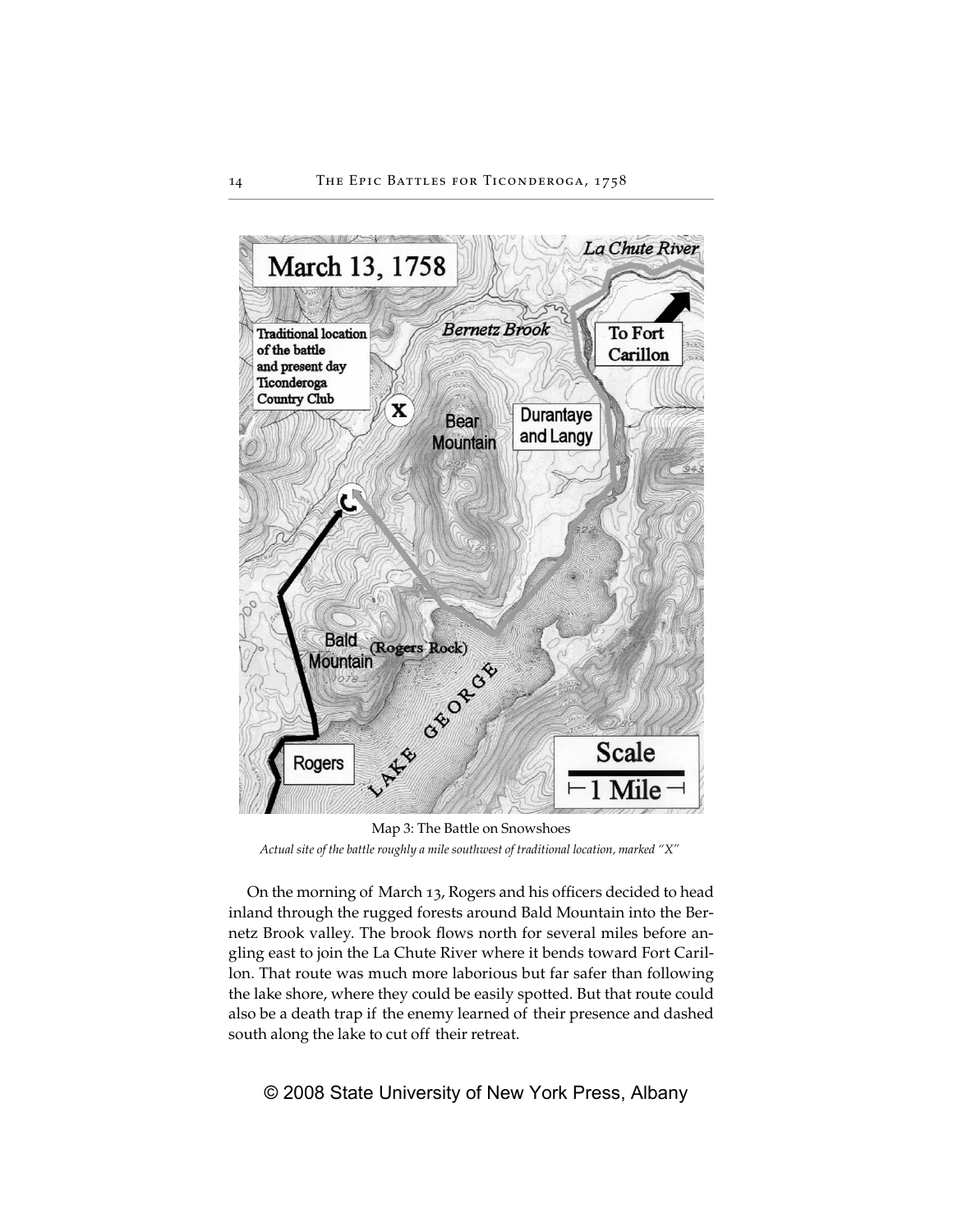Map 3: The Battle on Snowshoes

*Actual site of the battle roughly a mile southwest of traditional location, marked "X"*

On the morning of March 13, Rogers and his officers decided to head inland through the rugged forests around Bald Mountain into the Bernetz Brook valley. The brook flows north for several miles before angling east to join the La Chute River where it bends toward Fort Carillon. That route was much more laborious but far safer than following the lake shore, where they could be easily spotted. But that route could also be a death trap if the enemy learned of their presence and dashed south along the lake to cut off their retreat.

© 2008 State University of New York Press, Albany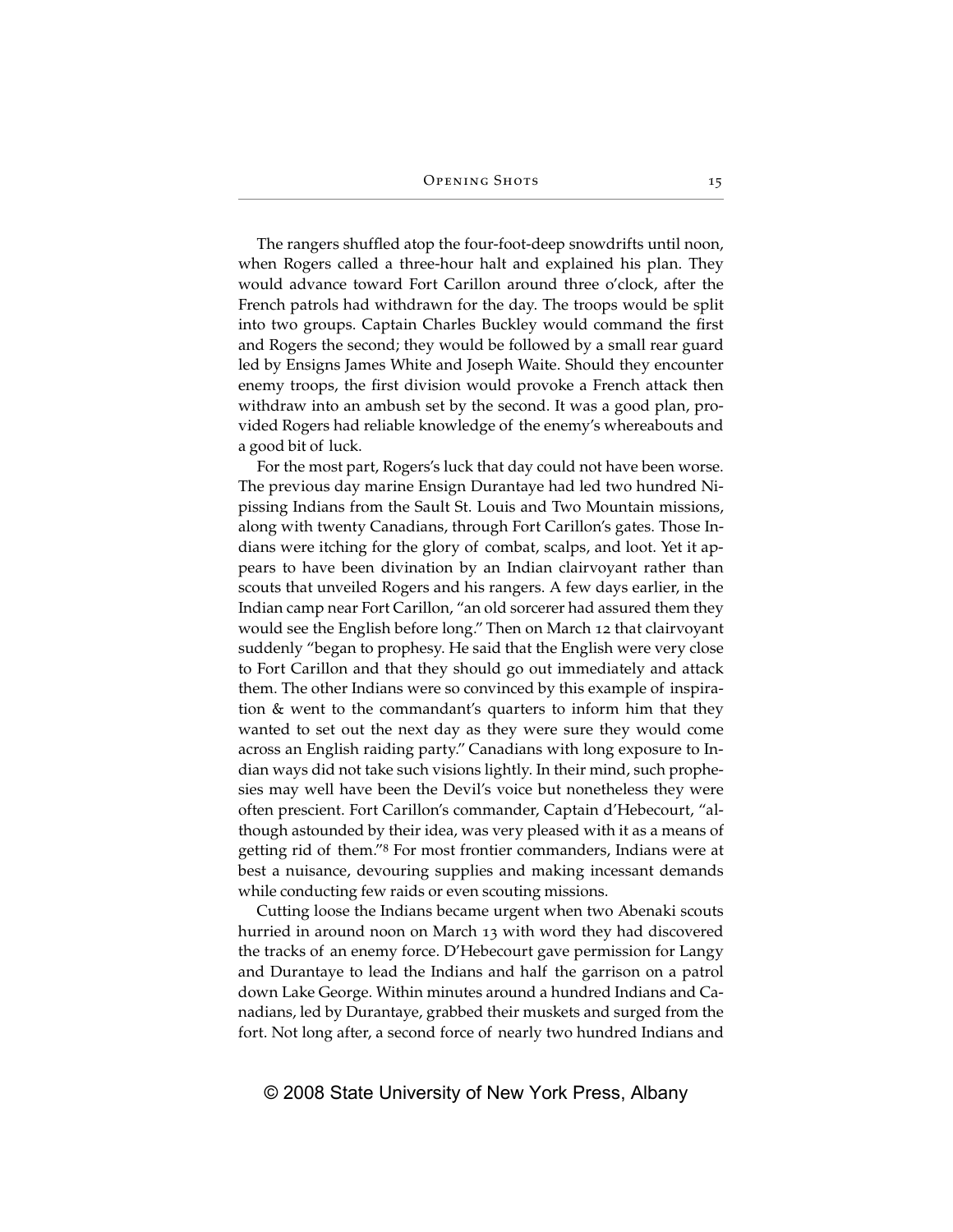The rangers shuffled atop the four-foot-deep snowdrifts until noon, when Rogers called a three-hour halt and explained his plan. They would advance toward Fort Carillon around three o'clock, after the French patrols had withdrawn for the day. The troops would be split into two groups. Captain Charles Buckley would command the first and Rogers the second; they would be followed by a small rear guard led by Ensigns James White and Joseph Waite. Should they encounter enemy troops, the first division would provoke a French attack then withdraw into an ambush set by the second. It was a good plan, provided Rogers had reliable knowledge of the enemy's whereabouts and a good bit of luck.

For the most part, Rogers's luck that day could not have been worse. The previous day marine Ensign Durantaye had led two hundred Nipissing Indians from the Sault St. Louis and Two Mountain missions, along with twenty Canadians, through Fort Carillon's gates. Those Indians were itching for the glory of combat, scalps, and loot. Yet it appears to have been divination by an Indian clairvoyant rather than scouts that unveiled Rogers and his rangers. A few days earlier, in the Indian camp near Fort Carillon, "an old sorcerer had assured them they would see the English before long." Then on March 12 that clairvoyant suddenly "began to prophesy. He said that the English were very close to Fort Carillon and that they should go out immediately and attack them. The other Indians were so convinced by this example of inspiration & went to the commandant's quarters to inform him that they wanted to set out the next day as they were sure they would come across an English raiding party." Canadians with long exposure to Indian ways did not take such visions lightly. In their mind, such prophesies may well have been the Devil's voice but nonetheless they were often prescient. Fort Carillon's commander, Captain d'Hebecourt, "although astounded by their idea, was very pleased with it as a means of getting rid of them."[8] For most frontier commanders, Indians were at best a nuisance, devouring supplies and making incessant demands while conducting few raids or even scouting missions.

Cutting loose the Indians became urgent when two Abenaki scouts hurried in around noon on March 13 with word they had discovered the tracks of an enemy force. D'Hebecourt gave permission for Langy and Durantaye to lead the Indians and half the garrison on a patrol down Lake George. Within minutes around a hundred Indians and Canadians, led by Durantaye, grabbed their muskets and surged from the fort. Not long after, a second force of nearly two hundred Indians and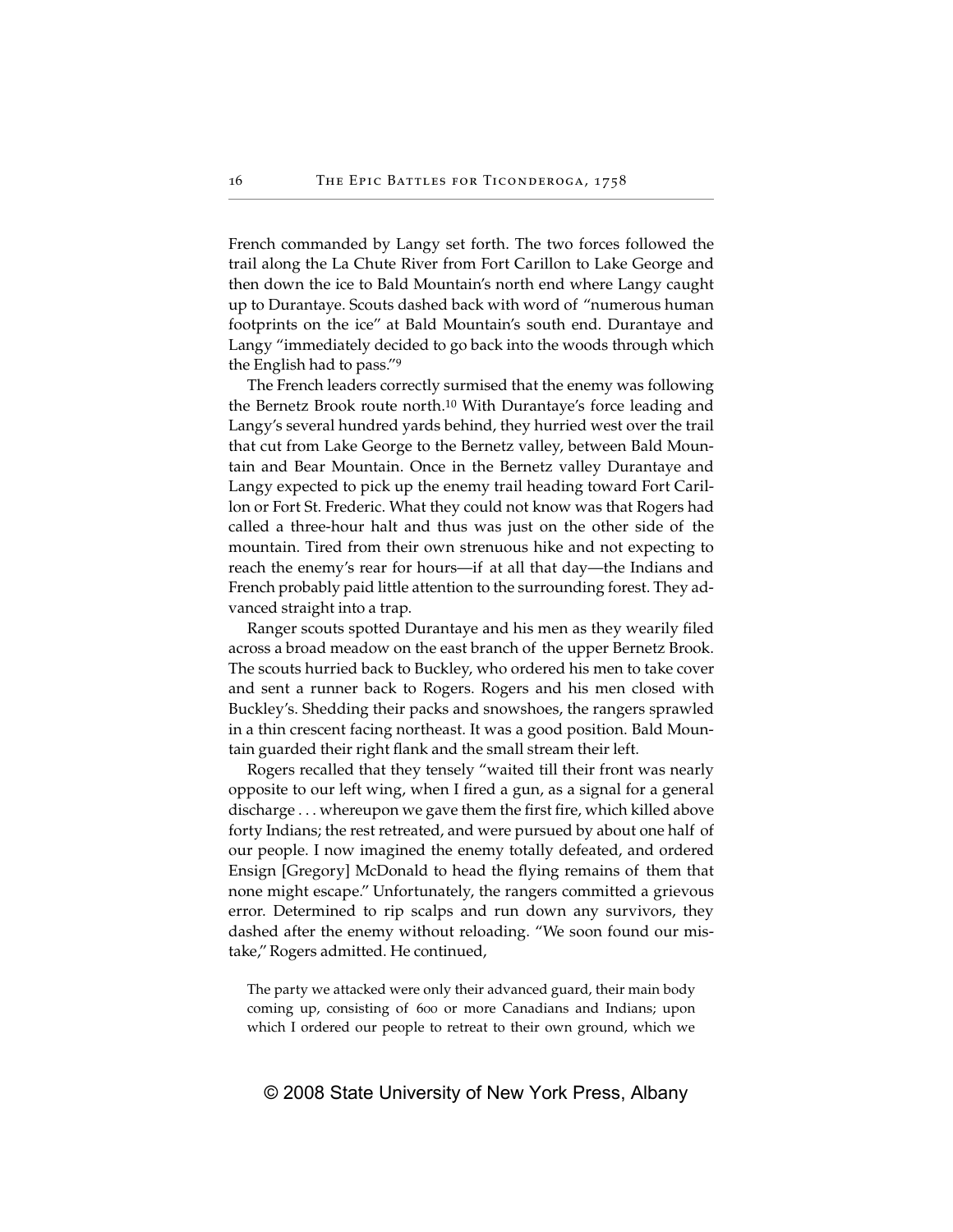French commanded by Langy set forth. The two forces followed the trail along the La Chute River from Fort Carillon to Lake George and then down the ice to Bald Mountain's north end where Langy caught up to Durantaye. Scouts dashed back with word of "numerous human footprints on the ice" at Bald Mountain's south end. Durantaye and Langy "immediately decided to go back into the woods through which the English had to pass."[9]

The French leaders correctly surmised that the enemy was following the Bernetz Brook route north.[10] With Durantaye's force leading and Langy's several hundred yards behind, they hurried west over the trail that cut from Lake George to the Bernetz valley, between Bald Mountain and Bear Mountain. Once in the Bernetz valley Durantaye and Langy expected to pick up the enemy trail heading toward Fort Carillon or Fort St. Frederic. What they could not know was that Rogers had called a three-hour halt and thus was just on the other side of the mountain. Tired from their own strenuous hike and not expecting to reach the enemy's rear for hours—if at all that day—the Indians and French probably paid little attention to the surrounding forest. They advanced straight into a trap.

Ranger scouts spotted Durantaye and his men as they wearily filed across a broad meadow on the east branch of the upper Bernetz Brook. The scouts hurried back to Buckley, who ordered his men to take cover and sent a runner back to Rogers. Rogers and his men closed with Buckley's. Shedding their packs and snowshoes, the rangers sprawled in a thin crescent facing northeast. It was a good position. Bald Mountain guarded their right flank and the small stream their left.

Rogers recalled that they tensely "waited till their front was nearly opposite to our left wing, when I fired a gun, as a signal for a general discharge . . . whereupon we gave them the first fire, which killed above forty Indians; the rest retreated, and were pursued by about one half of our people. I now imagined the enemy totally defeated, and ordered Ensign [Gregory] McDonald to head the flying remains of them that none might escape." Unfortunately, the rangers committed a grievous error. Determined to rip scalps and run down any survivors, they dashed after the enemy without reloading. "We soon found our mistake," Rogers admitted. He continued,

> The party we attacked were only their advanced guard, their main body coming up, consisting of 600 or more Canadians and Indians; upon which I ordered our people to retreat to their own ground, which we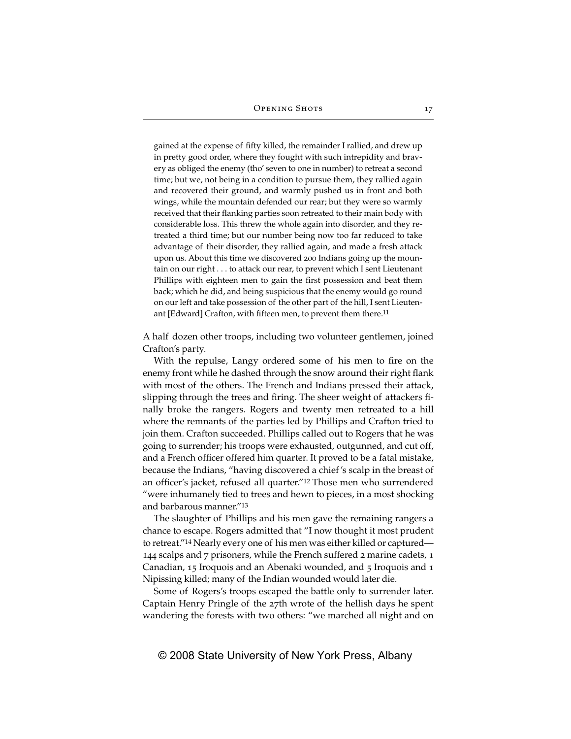> gained at the expense of fifty killed, the remainder I rallied, and drew up in pretty good order, where they fought with such intrepidity and bravery as obliged the enemy (tho' seven to one in number) to retreat a second time; but we, not being in a condition to pursue them, they rallied again and recovered their ground, and warmly pushed us in front and both wings, while the mountain defended our rear; but they were so warmly received that their flanking parties soon retreated to their main body with considerable loss. This threw the whole again into disorder, and they retreated a third time; but our number being now too far reduced to take advantage of their disorder, they rallied again, and made a fresh attack upon us. About this time we discovered 200 Indians going up the mountain on our right . . . to attack our rear, to prevent which I sent Lieutenant Phillips with eighteen men to gain the first possession and beat them back; which he did, and being suspicious that the enemy would go round on our left and take possession of the other part of the hill, I sent Lieutenant [Edward] Crafton, with fifteen men, to prevent them there.[11]

A half dozen other troops, including two volunteer gentlemen, joined Crafton's party.

With the repulse, Langy ordered some of his men to fire on the enemy front while he dashed through the snow around their right flank with most of the others. The French and Indians pressed their attack, slipping through the trees and firing. The sheer weight of attackers finally broke the rangers. Rogers and twenty men retreated to a hill where the remnants of the parties led by Phillips and Crafton tried to join them. Crafton succeeded. Phillips called out to Rogers that he was going to surrender; his troops were exhausted, outgunned, and cut off, and a French officer offered him quarter. It proved to be a fatal mistake, because the Indians, "having discovered a chief's scalp in the breast of an officer's jacket, refused all quarter."[12] Those men who surrendered "were inhumanely tied to trees and hewn to pieces, in a most shocking and barbarous manner."[13]

The slaughter of Phillips and his men gave the remaining rangers a chance to escape. Rogers admitted that "I now thought it most prudent to retreat."[14] Nearly every one of his men was either killed or captured—144 scalps and 7 prisoners, while the French suffered 2 marine cadets, 1 Canadian, 15 Iroquois and an Abenaki wounded, and 5 Iroquois and 1 Nipissing killed; many of the Indian wounded would later die.

Some of Rogers's troops escaped the battle only to surrender later. Captain Henry Pringle of the 27th wrote of the hellish days he spent wandering the forests with two others: "we marched all night and on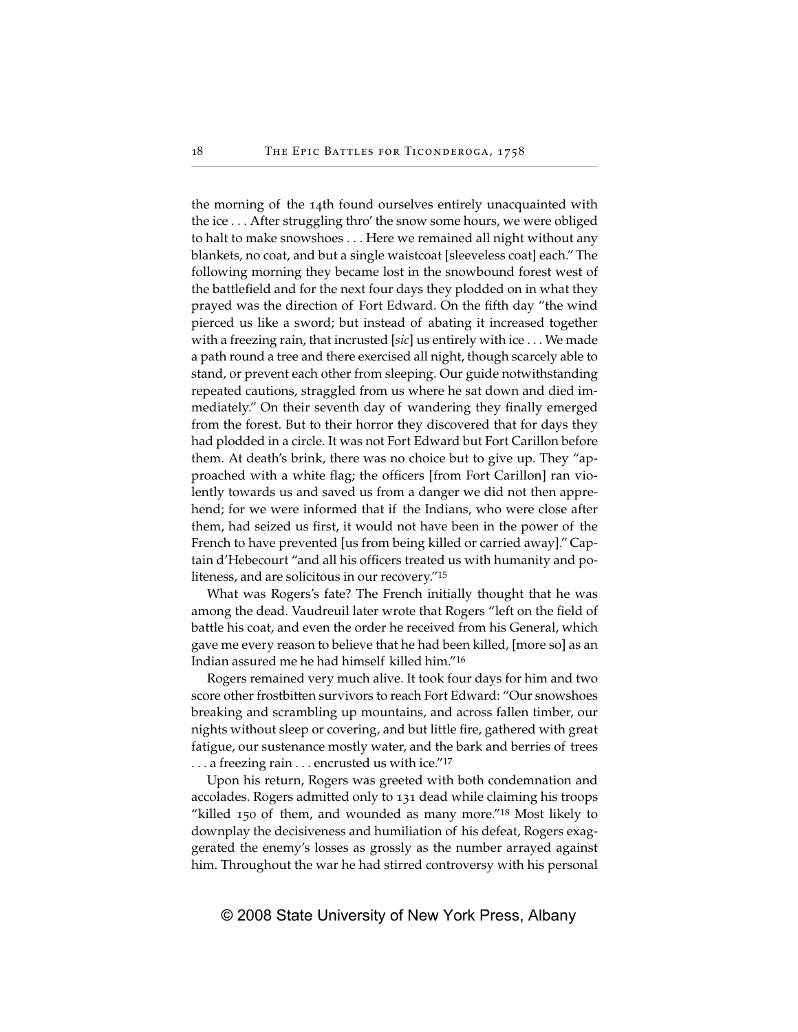the morning of the 14th found ourselves entirely unacquainted with the ice . . . After struggling thro' the snow some hours, we were obliged to halt to make snowshoes . . . Here we remained all night without any blankets, no coat, and but a single waistcoat [sleeveless coat] each." The following morning they became lost in the snowbound forest west of the battlefield and for the next four days they plodded on in what they prayed was the direction of Fort Edward. On the fifth day "the wind pierced us like a sword; but instead of abating it increased together with a freezing rain, that incrusted [*sic*] us entirely with ice . . . We made a path round a tree and there exercised all night, though scarcely able to stand, or prevent each other from sleeping. Our guide notwithstanding repeated cautions, straggled from us where he sat down and died immediately." On their seventh day of wandering they finally emerged from the forest. But to their horror they discovered that for days they had plodded in a circle. It was not Fort Edward but Fort Carillon before them. At death's brink, there was no choice but to give up. They "approached with a white flag; the officers [from Fort Carillon] ran violently towards us and saved us from a danger we did not then apprehend; for we were informed that if the Indians, who were close after them, had seized us first, it would not have been in the power of the French to have prevented [us from being killed or carried away]." Captain d'Hebecourt "and all his officers treated us with humanity and politeness, and are solicitous in our recovery."[15]

What was Rogers's fate? The French initially thought that he was among the dead. Vaudreuil later wrote that Rogers "left on the field of battle his coat, and even the order he received from his General, which gave me every reason to believe that he had been killed, [more so] as an Indian assured me he had himself killed him."[16]

Rogers remained very much alive. It took four days for him and two score other frostbitten survivors to reach Fort Edward: "Our snowshoes breaking and scrambling up mountains, and across fallen timber, our nights without sleep or covering, and but little fire, gathered with great fatigue, our sustenance mostly water, and the bark and berries of trees . . . a freezing rain . . . encrusted us with ice."[17]

Upon his return, Rogers was greeted with both condemnation and accolades. Rogers admitted only to 131 dead while claiming his troops "killed 150 of them, and wounded as many more."[18] Most likely to downplay the decisiveness and humiliation of his defeat, Rogers exaggerated the enemy's losses as grossly as the number arrayed against him. Throughout the war he had stirred controversy with his personal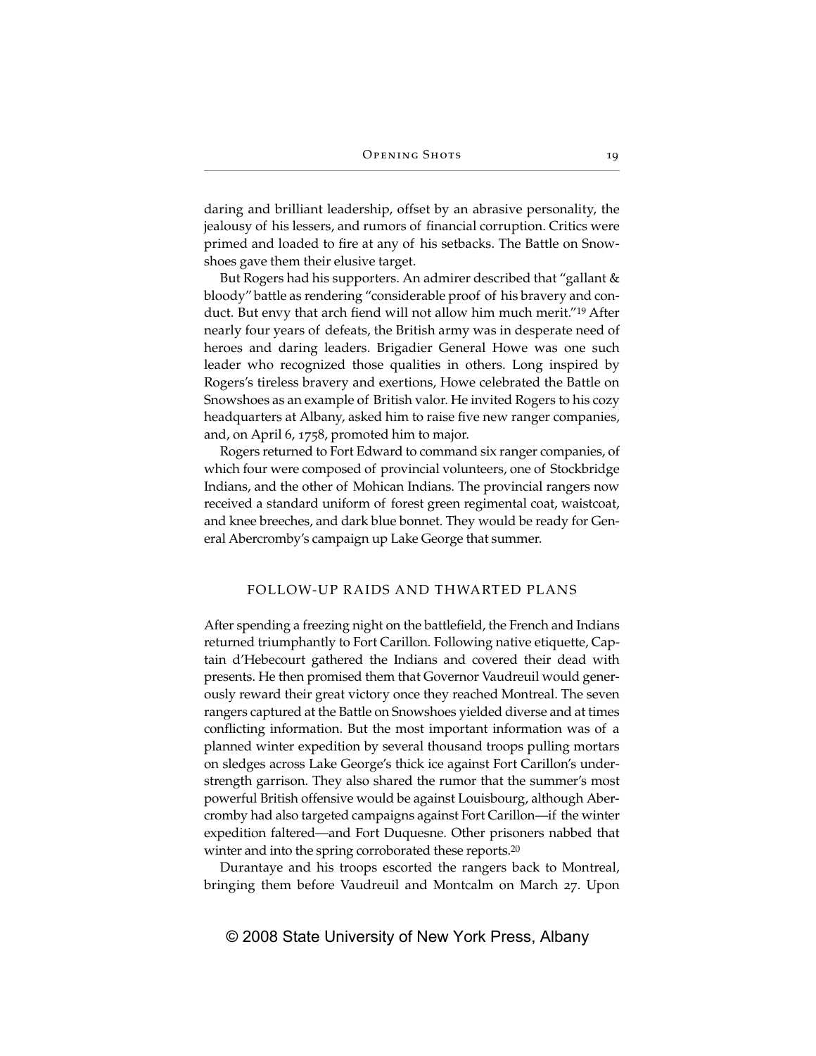daring and brilliant leadership, offset by an abrasive personality, the jealousy of his lessers, and rumors of financial corruption. Critics were primed and loaded to fire at any of his setbacks. The Battle on Snowshoes gave them their elusive target.

But Rogers had his supporters. An admirer described that "gallant & bloody" battle as rendering "considerable proof of his bravery and conduct. But envy that arch fiend will not allow him much merit."[19] After nearly four years of defeats, the British army was in desperate need of heroes and daring leaders. Brigadier General Howe was one such leader who recognized those qualities in others. Long inspired by Rogers's tireless bravery and exertions, Howe celebrated the Battle on Snowshoes as an example of British valor. He invited Rogers to his cozy headquarters at Albany, asked him to raise five new ranger companies, and, on April 6, 1758, promoted him to major.

Rogers returned to Fort Edward to command six ranger companies, of which four were composed of provincial volunteers, one of Stockbridge Indians, and the other of Mohican Indians. The provincial rangers now received a standard uniform of forest green regimental coat, waistcoat, and knee breeches, and dark blue bonnet. They would be ready for General Abercromby's campaign up Lake George that summer.

## FOLLOW-UP RAIDS AND THWARTED PLANS

After spending a freezing night on the battlefield, the French and Indians returned triumphantly to Fort Carillon. Following native etiquette, Captain d'Hebecourt gathered the Indians and covered their dead with presents. He then promised them that Governor Vaudreuil would generously reward their great victory once they reached Montreal. The seven rangers captured at the Battle on Snowshoes yielded diverse and at times conflicting information. But the most important information was of a planned winter expedition by several thousand troops pulling mortars on sledges across Lake George's thick ice against Fort Carillon's understrength garrison. They also shared the rumor that the summer's most powerful British offensive would be against Louisbourg, although Abercromby had also targeted campaigns against Fort Carillon—if the winter expedition faltered—and Fort Duquesne. Other prisoners nabbed that winter and into the spring corroborated these reports.[20]

Durantaye and his troops escorted the rangers back to Montreal, bringing them before Vaudreuil and Montcalm on March 27. Upon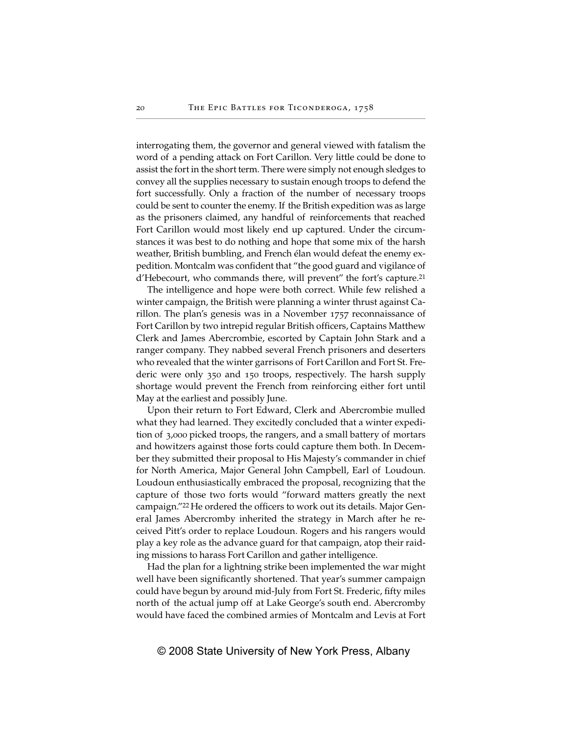interrogating them, the governor and general viewed with fatalism the word of a pending attack on Fort Carillon. Very little could be done to assist the fort in the short term. There were simply not enough sledges to convey all the supplies necessary to sustain enough troops to defend the fort successfully. Only a fraction of the number of necessary troops could be sent to counter the enemy. If the British expedition was as large as the prisoners claimed, any handful of reinforcements that reached Fort Carillon would most likely end up captured. Under the circumstances it was best to do nothing and hope that some mix of the harsh weather, British bumbling, and French élan would defeat the enemy expedition. Montcalm was confident that "the good guard and vigilance of d'Hebecourt, who commands there, will prevent" the fort's capture.[21]

The intelligence and hope were both correct. While few relished a winter campaign, the British were planning a winter thrust against Carillon. The plan's genesis was in a November 1757 reconnaissance of Fort Carillon by two intrepid regular British officers, Captains Matthew Clerk and James Abercrombie, escorted by Captain John Stark and a ranger company. They nabbed several French prisoners and deserters who revealed that the winter garrisons of Fort Carillon and Fort St. Frederic were only 350 and 150 troops, respectively. The harsh supply shortage would prevent the French from reinforcing either fort until May at the earliest and possibly June.

Upon their return to Fort Edward, Clerk and Abercrombie mulled what they had learned. They excitedly concluded that a winter expedition of 3,000 picked troops, the rangers, and a small battery of mortars and howitzers against those forts could capture them both. In December they submitted their proposal to His Majesty's commander in chief for North America, Major General John Campbell, Earl of Loudoun. Loudoun enthusiastically embraced the proposal, recognizing that the capture of those two forts would "forward matters greatly the next campaign."[22] He ordered the officers to work out its details. Major General James Abercromby inherited the strategy in March after he received Pitt's order to replace Loudoun. Rogers and his rangers would play a key role as the advance guard for that campaign, atop their raiding missions to harass Fort Carillon and gather intelligence.

Had the plan for a lightning strike been implemented the war might well have been significantly shortened. That year's summer campaign could have begun by around mid-July from Fort St. Frederic, fifty miles north of the actual jump off at Lake George's south end. Abercromby would have faced the combined armies of Montcalm and Levis at Fort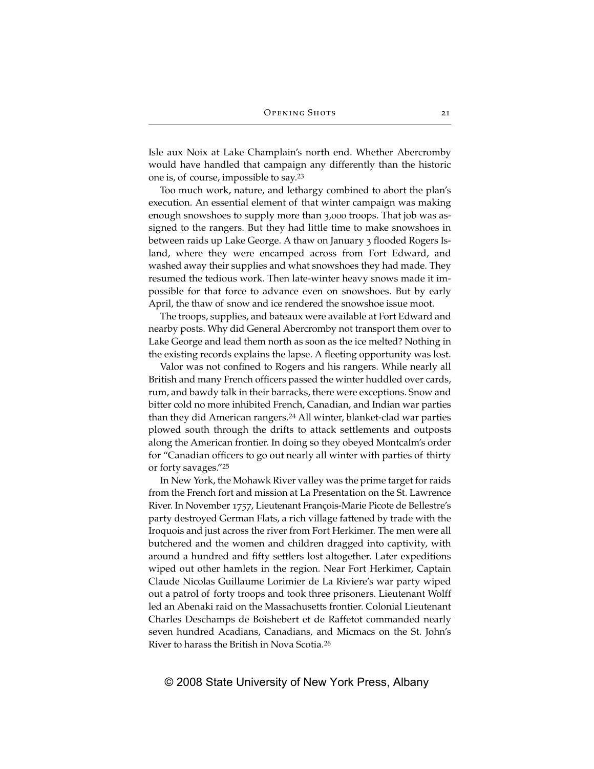Isle aux Noix at Lake Champlain's north end. Whether Abercromby would have handled that campaign any differently than the historic one is, of course, impossible to say.[23]

Too much work, nature, and lethargy combined to abort the plan's execution. An essential element of that winter campaign was making enough snowshoes to supply more than 3,000 troops. That job was assigned to the rangers. But they had little time to make snowshoes in between raids up Lake George. A thaw on January 3 flooded Rogers Island, where they were encamped across from Fort Edward, and washed away their supplies and what snowshoes they had made. They resumed the tedious work. Then late-winter heavy snows made it impossible for that force to advance even on snowshoes. But by early April, the thaw of snow and ice rendered the snowshoe issue moot.

The troops, supplies, and bateaux were available at Fort Edward and nearby posts. Why did General Abercromby not transport them over to Lake George and lead them north as soon as the ice melted? Nothing in the existing records explains the lapse. A fleeting opportunity was lost.

Valor was not confined to Rogers and his rangers. While nearly all British and many French officers passed the winter huddled over cards, rum, and bawdy talk in their barracks, there were exceptions. Snow and bitter cold no more inhibited French, Canadian, and Indian war parties than they did American rangers.[24] All winter, blanket-clad war parties plowed south through the drifts to attack settlements and outposts along the American frontier. In doing so they obeyed Montcalm's order for "Canadian officers to go out nearly all winter with parties of thirty or forty savages."[25]

In New York, the Mohawk River valley was the prime target for raids from the French fort and mission at La Presentation on the St. Lawrence River. In November 1757, Lieutenant François-Marie Picote de Bellestre's party destroyed German Flats, a rich village fattened by trade with the Iroquois and just across the river from Fort Herkimer. The men were all butchered and the women and children dragged into captivity, with around a hundred and fifty settlers lost altogether. Later expeditions wiped out other hamlets in the region. Near Fort Herkimer, Captain Claude Nicolas Guillaume Lorimier de La Riviere's war party wiped out a patrol of forty troops and took three prisoners. Lieutenant Wolff led an Abenaki raid on the Massachusetts frontier. Colonial Lieutenant Charles Deschamps de Boishebert et de Raffetot commanded nearly seven hundred Acadians, Canadians, and Micmacs on the St. John's River to harass the British in Nova Scotia.[26]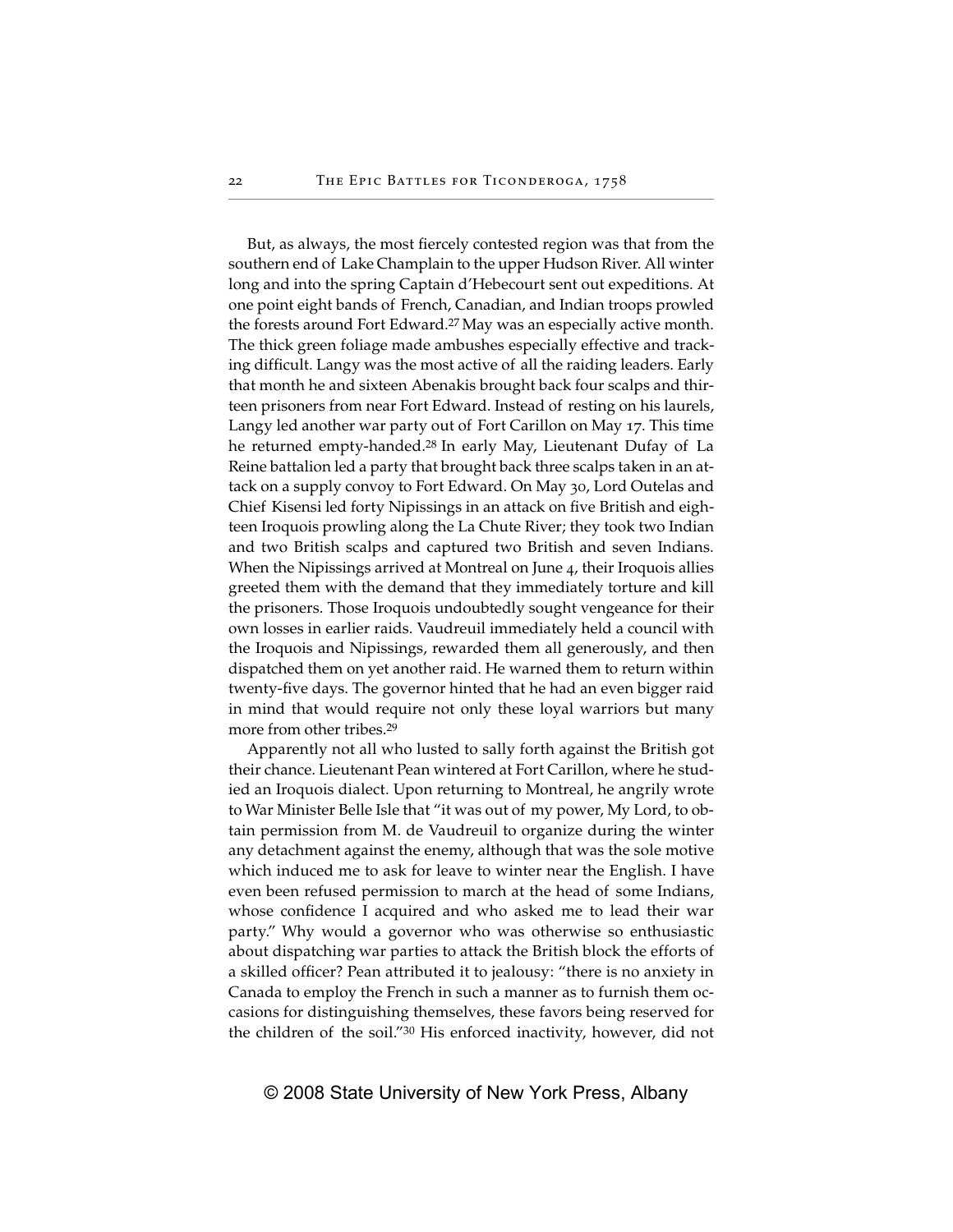But, as always, the most fiercely contested region was that from the southern end of Lake Champlain to the upper Hudson River. All winter long and into the spring Captain d'Hebecourt sent out expeditions. At one point eight bands of French, Canadian, and Indian troops prowled the forests around Fort Edward.[27] May was an especially active month. The thick green foliage made ambushes especially effective and tracking difficult. Langy was the most active of all the raiding leaders. Early that month he and sixteen Abenakis brought back four scalps and thirteen prisoners from near Fort Edward. Instead of resting on his laurels, Langy led another war party out of Fort Carillon on May 17. This time he returned empty-handed.[28] In early May, Lieutenant Dufay of La Reine battalion led a party that brought back three scalps taken in an attack on a supply convoy to Fort Edward. On May 30, Lord Outelas and Chief Kisensi led forty Nipissings in an attack on five British and eighteen Iroquois prowling along the La Chute River; they took two Indian and two British scalps and captured two British and seven Indians. When the Nipissings arrived at Montreal on June 4, their Iroquois allies greeted them with the demand that they immediately torture and kill the prisoners. Those Iroquois undoubtedly sought vengeance for their own losses in earlier raids. Vaudreuil immediately held a council with the Iroquois and Nipissings, rewarded them all generously, and then dispatched them on yet another raid. He warned them to return within twenty-five days. The governor hinted that he had an even bigger raid in mind that would require not only these loyal warriors but many more from other tribes.[29]

Apparently not all who lusted to sally forth against the British got their chance. Lieutenant Pean wintered at Fort Carillon, where he studied an Iroquois dialect. Upon returning to Montreal, he angrily wrote to War Minister Belle Isle that "it was out of my power, My Lord, to obtain permission from M. de Vaudreuil to organize during the winter any detachment against the enemy, although that was the sole motive which induced me to ask for leave to winter near the English. I have even been refused permission to march at the head of some Indians, whose confidence I acquired and who asked me to lead their war party." Why would a governor who was otherwise so enthusiastic about dispatching war parties to attack the British block the efforts of a skilled officer? Pean attributed it to jealousy: "there is no anxiety in Canada to employ the French in such a manner as to furnish them occasions for distinguishing themselves, these favors being reserved for the children of the soil."[30] His enforced inactivity, however, did not

© 2008 State University of New York Press, Albany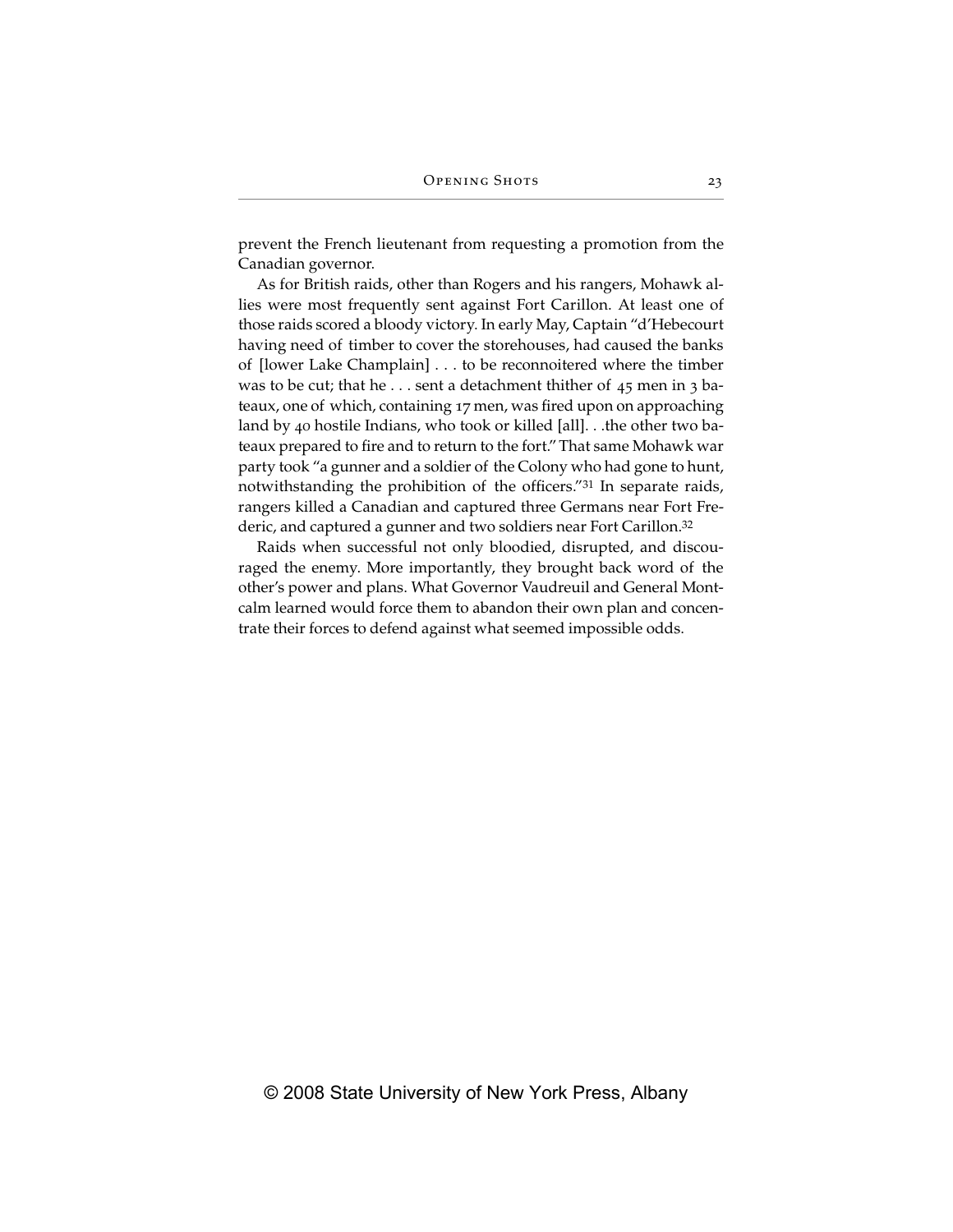prevent the French lieutenant from requesting a promotion from the Canadian governor.

As for British raids, other than Rogers and his rangers, Mohawk allies were most frequently sent against Fort Carillon. At least one of those raids scored a bloody victory. In early May, Captain "d'Hebecourt having need of timber to cover the storehouses, had caused the banks of [lower Lake Champlain] . . . to be reconnoitered where the timber was to be cut; that he . . . sent a detachment thither of 45 men in 3 bateaux, one of which, containing 17 men, was fired upon on approaching land by 40 hostile Indians, who took or killed [all]. . .the other two bateaux prepared to fire and to return to the fort." That same Mohawk war party took "a gunner and a soldier of the Colony who had gone to hunt, notwithstanding the prohibition of the officers."[31] In separate raids, rangers killed a Canadian and captured three Germans near Fort Frederic, and captured a gunner and two soldiers near Fort Carillon.[32]

Raids when successful not only bloodied, disrupted, and discouraged the enemy. More importantly, they brought back word of the other's power and plans. What Governor Vaudreuil and General Montcalm learned would force them to abandon their own plan and concentrate their forces to defend against what seemed impossible odds.